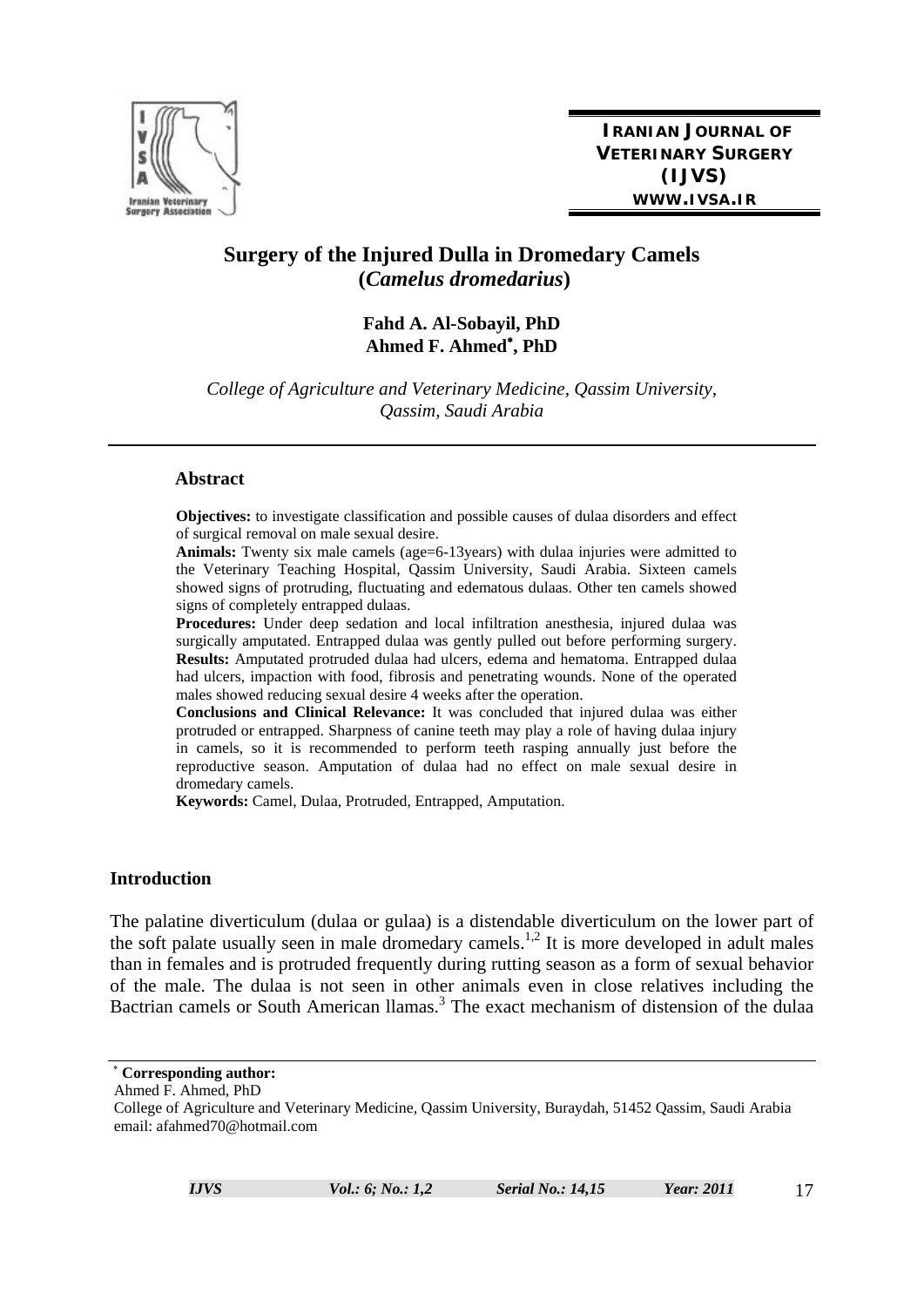# Surgery of the Injured Dulla in Dromedary Camels (*Camelus dromedarius*)

**Fahd A. Al-Sobayil, PhD**
**Ahmed F. Ahmed*, PhD**

*College of Agriculture and Veterinary Medicine, Qassim University, Qassim, Saudi Arabia*

## Abstract

**Objectives:** to investigate classification and possible causes of dulaa disorders and effect of surgical removal on male sexual desire.

**Animals:** Twenty six male camels (age=6-13years) with dulaa injuries were admitted to the Veterinary Teaching Hospital, Qassim University, Saudi Arabia. Sixteen camels showed signs of protruding, fluctuating and edematous dulaas. Other ten camels showed signs of completely entrapped dulaas.

**Procedures:** Under deep sedation and local infiltration anesthesia, injured dulaa was surgically amputated. Entrapped dulaa was gently pulled out before performing surgery.

**Results:** Amputated protruded dulaa had ulcers, edema and hematoma. Entrapped dulaa had ulcers, impaction with food, fibrosis and penetrating wounds. None of the operated males showed reducing sexual desire 4 weeks after the operation.

**Conclusions and Clinical Relevance:** It was concluded that injured dulaa was either protruded or entrapped. Sharpness of canine teeth may play a role of having dulaa injury in camels, so it is recommended to perform teeth rasping annually just before the reproductive season. Amputation of dulaa had no effect on male sexual desire in dromedary camels.

**Keywords:** Camel, Dulaa, Protruded, Entrapped, Amputation.

## Introduction

The palatine diverticulum (dulaa or gulaa) is a distendable diverticulum on the lower part of the soft palate usually seen in male dromedary camels.[1,2] It is more developed in adult males than in females and is protruded frequently during rutting season as a form of sexual behavior of the male. The dulaa is not seen in other animals even in close relatives including the Bactrian camels or South American llamas.[3] The exact mechanism of distension of the dulaa

---

* **Corresponding author:**
Ahmed F. Ahmed, PhD
College of Agriculture and Veterinary Medicine, Qassim University, Buraydah, 51452 Qassim, Saudi Arabia
email: afahmed70@hotmail.com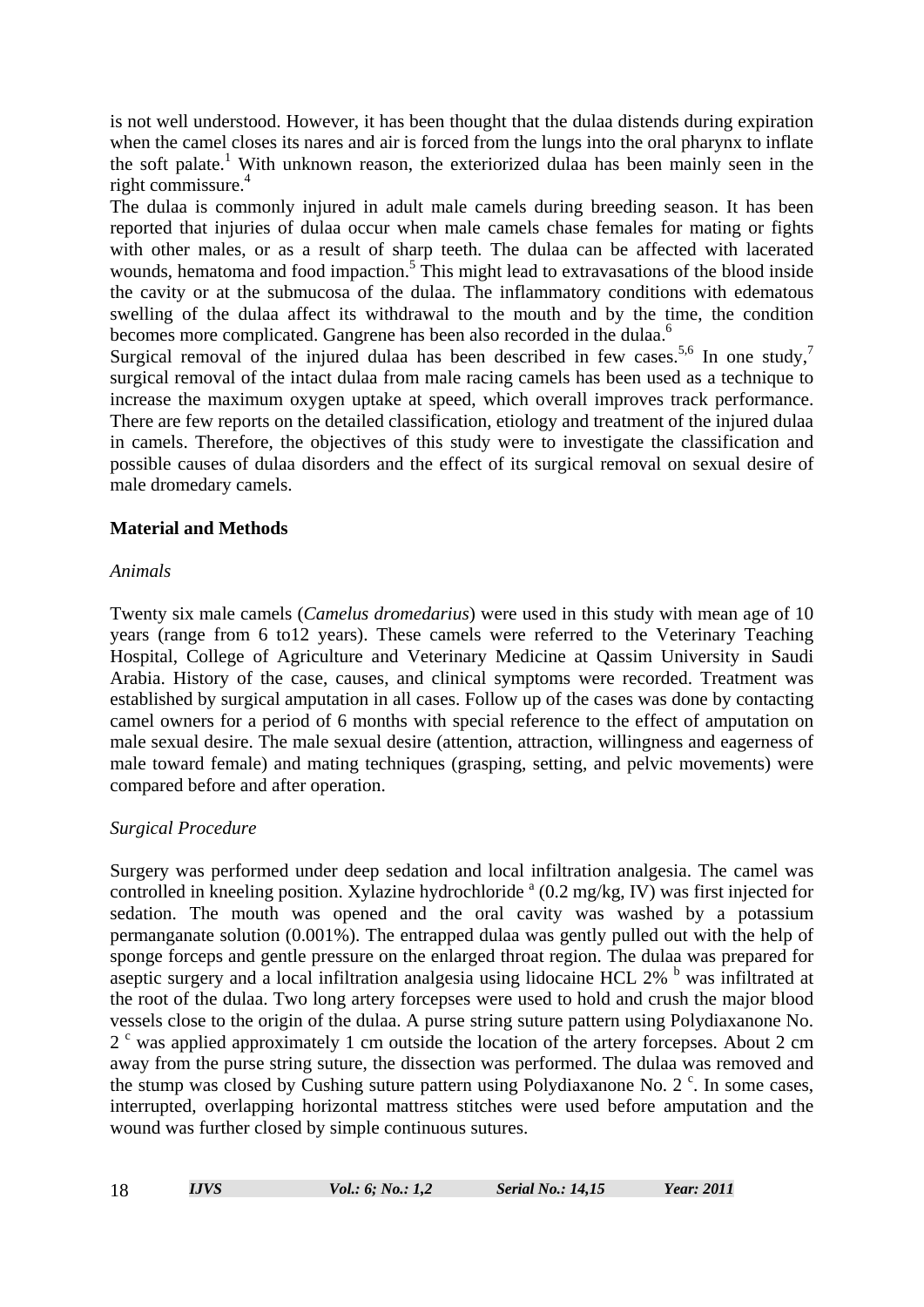is not well understood. However, it has been thought that the dulaa distends during expiration when the camel closes its nares and air is forced from the lungs into the oral pharynx to inflate the soft palate.[1] With unknown reason, the exteriorized dulaa has been mainly seen in the right commissure.[4]

The dulaa is commonly injured in adult male camels during breeding season. It has been reported that injuries of dulaa occur when male camels chase females for mating or fights with other males, or as a result of sharp teeth. The dulaa can be affected with lacerated wounds, hematoma and food impaction.[5] This might lead to extravasations of the blood inside the cavity or at the submucosa of the dulaa. The inflammatory conditions with edematous swelling of the dulaa affect its withdrawal to the mouth and by the time, the condition becomes more complicated. Gangrene has been also recorded in the dulaa.[6]

Surgical removal of the injured dulaa has been described in few cases.[5,6] In one study,[7] surgical removal of the intact dulaa from male racing camels has been used as a technique to increase the maximum oxygen uptake at speed, which overall improves track performance. There are few reports on the detailed classification, etiology and treatment of the injured dulaa in camels. Therefore, the objectives of this study were to investigate the classification and possible causes of dulaa disorders and the effect of its surgical removal on sexual desire of male dromedary camels.

## Material and Methods

### *Animals*

Twenty six male camels (*Camelus dromedarius*) were used in this study with mean age of 10 years (range from 6 to12 years). These camels were referred to the Veterinary Teaching Hospital, College of Agriculture and Veterinary Medicine at Qassim University in Saudi Arabia. History of the case, causes, and clinical symptoms were recorded. Treatment was established by surgical amputation in all cases. Follow up of the cases was done by contacting camel owners for a period of 6 months with special reference to the effect of amputation on male sexual desire. The male sexual desire (attention, attraction, willingness and eagerness of male toward female) and mating techniques (grasping, setting, and pelvic movements) were compared before and after operation.

### *Surgical Procedure*

Surgery was performed under deep sedation and local infiltration analgesia. The camel was controlled in kneeling position. Xylazine hydrochloride [a] (0.2 mg/kg, IV) was first injected for sedation. The mouth was opened and the oral cavity was washed by a potassium permanganate solution (0.001%). The entrapped dulaa was gently pulled out with the help of sponge forceps and gentle pressure on the enlarged throat region. The dulaa was prepared for aseptic surgery and a local infiltration analgesia using lidocaine HCL 2% [b] was infiltrated at the root of the dulaa. Two long artery forcepses were used to hold and crush the major blood vessels close to the origin of the dulaa. A purse string suture pattern using Polydiaxanone No. 2 [c] was applied approximately 1 cm outside the location of the artery forcepses. About 2 cm away from the purse string suture, the dissection was performed. The dulaa was removed and the stump was closed by Cushing suture pattern using Polydiaxanone No. 2 [c]. In some cases, interrupted, overlapping horizontal mattress stitches were used before amputation and the wound was further closed by simple continuous sutures.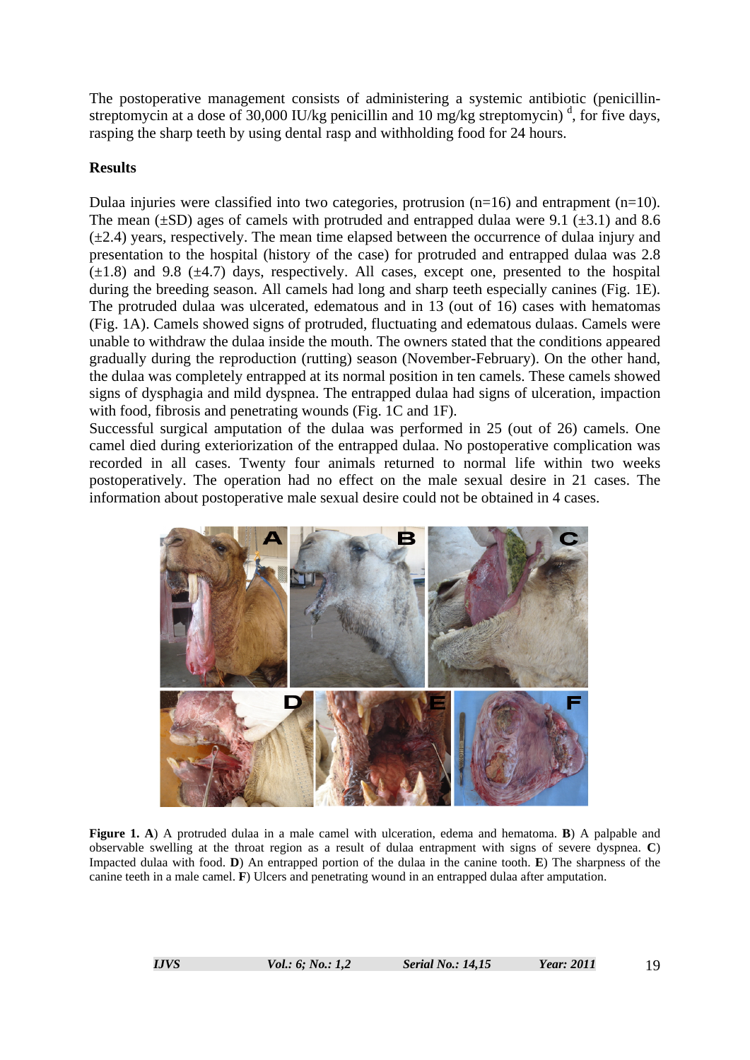The postoperative management consists of administering a systemic antibiotic (penicillin-streptomycin at a dose of 30,000 IU/kg penicillin and 10 mg/kg streptomycin) [d], for five days, rasping the sharp teeth by using dental rasp and withholding food for 24 hours.

## Results

Dulaa injuries were classified into two categories, protrusion (n=16) and entrapment (n=10). The mean (±SD) ages of camels with protruded and entrapped dulaa were 9.1 (±3.1) and 8.6 (±2.4) years, respectively. The mean time elapsed between the occurrence of dulaa injury and presentation to the hospital (history of the case) for protruded and entrapped dulaa was 2.8 (±1.8) and 9.8 (±4.7) days, respectively. All cases, except one, presented to the hospital during the breeding season. All camels had long and sharp teeth especially canines (Fig. 1E). The protruded dulaa was ulcerated, edematous and in 13 (out of 16) cases with hematomas (Fig. 1A). Camels showed signs of protruded, fluctuating and edematous dulaas. Camels were unable to withdraw the dulaa inside the mouth. The owners stated that the conditions appeared gradually during the reproduction (rutting) season (November-February). On the other hand, the dulaa was completely entrapped at its normal position in ten camels. These camels showed signs of dysphagia and mild dyspnea. The entrapped dulaa had signs of ulceration, impaction with food, fibrosis and penetrating wounds (Fig. 1C and 1F).

Successful surgical amputation of the dulaa was performed in 25 (out of 26) camels. One camel died during exteriorization of the entrapped dulaa. No postoperative complication was recorded in all cases. Twenty four animals returned to normal life within two weeks postoperatively. The operation had no effect on the male sexual desire in 21 cases. The information about postoperative male sexual desire could not be obtained in 4 cases.

**Figure 1. A**) A protruded dulaa in a male camel with ulceration, edema and hematoma. **B**) A palpable and observable swelling at the throat region as a result of dulaa entrapment with signs of severe dyspnea. **C**) Impacted dulaa with food. **D**) An entrapped portion of the dulaa in the canine tooth. **E**) The sharpness of the canine teeth in a male camel. **F**) Ulcers and penetrating wound in an entrapped dulaa after amputation.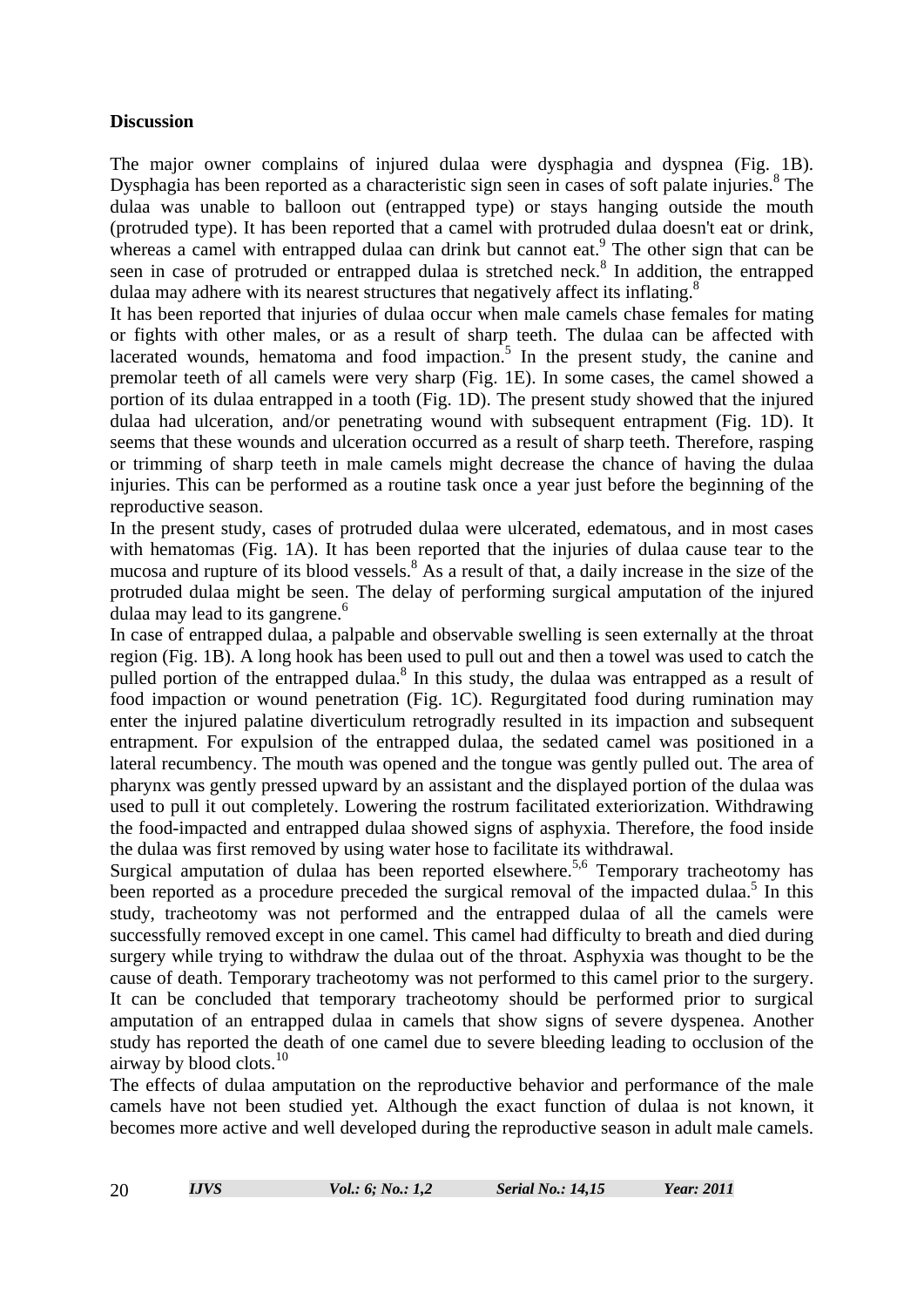## Discussion

The major owner complains of injured dulaa were dysphagia and dyspnea (Fig. 1B). Dysphagia has been reported as a characteristic sign seen in cases of soft palate injuries.[8] The dulaa was unable to balloon out (entrapped type) or stays hanging outside the mouth (protruded type). It has been reported that a camel with protruded dulaa doesn't eat or drink, whereas a camel with entrapped dulaa can drink but cannot eat.[9] The other sign that can be seen in case of protruded or entrapped dulaa is stretched neck.[8] In addition, the entrapped dulaa may adhere with its nearest structures that negatively affect its inflating.[8]

It has been reported that injuries of dulaa occur when male camels chase females for mating or fights with other males, or as a result of sharp teeth. The dulaa can be affected with lacerated wounds, hematoma and food impaction.[5] In the present study, the canine and premolar teeth of all camels were very sharp (Fig. 1E). In some cases, the camel showed a portion of its dulaa entrapped in a tooth (Fig. 1D). The present study showed that the injured dulaa had ulceration, and/or penetrating wound with subsequent entrapment (Fig. 1D). It seems that these wounds and ulceration occurred as a result of sharp teeth. Therefore, rasping or trimming of sharp teeth in male camels might decrease the chance of having the dulaa injuries. This can be performed as a routine task once a year just before the beginning of the reproductive season.

In the present study, cases of protruded dulaa were ulcerated, edematous, and in most cases with hematomas (Fig. 1A). It has been reported that the injuries of dulaa cause tear to the mucosa and rupture of its blood vessels.[8] As a result of that, a daily increase in the size of the protruded dulaa might be seen. The delay of performing surgical amputation of the injured dulaa may lead to its gangrene.[6]

In case of entrapped dulaa, a palpable and observable swelling is seen externally at the throat region (Fig. 1B). A long hook has been used to pull out and then a towel was used to catch the pulled portion of the entrapped dulaa.[8] In this study, the dulaa was entrapped as a result of food impaction or wound penetration (Fig. 1C). Regurgitated food during rumination may enter the injured palatine diverticulum retrogradly resulted in its impaction and subsequent entrapment. For expulsion of the entrapped dulaa, the sedated camel was positioned in a lateral recumbency. The mouth was opened and the tongue was gently pulled out. The area of pharynx was gently pressed upward by an assistant and the displayed portion of the dulaa was used to pull it out completely. Lowering the rostrum facilitated exteriorization. Withdrawing the food-impacted and entrapped dulaa showed signs of asphyxia. Therefore, the food inside the dulaa was first removed by using water hose to facilitate its withdrawal.

Surgical amputation of dulaa has been reported elsewhere.[5,6] Temporary tracheotomy has been reported as a procedure preceded the surgical removal of the impacted dulaa.[5] In this study, tracheotomy was not performed and the entrapped dulaa of all the camels were successfully removed except in one camel. This camel had difficulty to breath and died during surgery while trying to withdraw the dulaa out of the throat. Asphyxia was thought to be the cause of death. Temporary tracheotomy was not performed to this camel prior to the surgery. It can be concluded that temporary tracheotomy should be performed prior to surgical amputation of an entrapped dulaa in camels that show signs of severe dyspenea. Another study has reported the death of one camel due to severe bleeding leading to occlusion of the airway by blood clots.[10]

The effects of dulaa amputation on the reproductive behavior and performance of the male camels have not been studied yet. Although the exact function of dulaa is not known, it becomes more active and well developed during the reproductive season in adult male camels.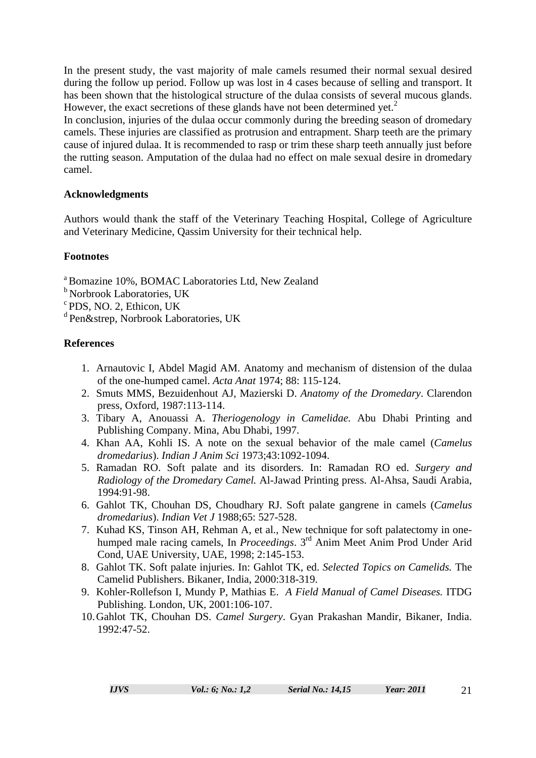In the present study, the vast majority of male camels resumed their normal sexual desired during the follow up period. Follow up was lost in 4 cases because of selling and transport. It has been shown that the histological structure of the dulaa consists of several mucous glands. However, the exact secretions of these glands have not been determined yet.[2]

In conclusion, injuries of the dulaa occur commonly during the breeding season of dromedary camels. These injuries are classified as protrusion and entrapment. Sharp teeth are the primary cause of injured dulaa. It is recommended to rasp or trim these sharp teeth annually just before the rutting season. Amputation of the dulaa had no effect on male sexual desire in dromedary camel.

**Acknowledgments**

Authors would thank the staff of the Veterinary Teaching Hospital, College of Agriculture and Veterinary Medicine, Qassim University for their technical help.

**Footnotes**

[a] Bomazine 10%, BOMAC Laboratories Ltd, New Zealand
[b] Norbrook Laboratories, UK
[c] PDS, NO. 2, Ethicon, UK
[d] Pen&strep, Norbrook Laboratories, UK

**References**

1. Arnautovic I, Abdel Magid AM. Anatomy and mechanism of distension of the dulaa of the one-humped camel. *Acta Anat* 1974; 88: 115-124.
2. Smuts MMS, Bezuidenhout AJ, Mazierski D. *Anatomy of the Dromedary*. Clarendon press, Oxford, 1987:113-114.
3. Tibary A, Anouassi A. *Theriogenology in Camelidae.* Abu Dhabi Printing and Publishing Company. Mina, Abu Dhabi, 1997.
4. Khan AA, Kohli IS. A note on the sexual behavior of the male camel (*Camelus dromedarius*). *Indian J Anim Sci* 1973;43:1092-1094.
5. Ramadan RO. Soft palate and its disorders. In: Ramadan RO ed. *Surgery and Radiology of the Dromedary Camel.* Al-Jawad Printing press. Al-Ahsa, Saudi Arabia, 1994:91-98.
6. Gahlot TK, Chouhan DS, Choudhary RJ. Soft palate gangrene in camels (*Camelus dromedarius*). *Indian Vet J* 1988;65: 527-528.
7. Kuhad KS, Tinson AH, Rehman A, et al., New technique for soft palatectomy in one-humped male racing camels, In *Proceedings*. 3rd Anim Meet Anim Prod Under Arid Cond, UAE University, UAE, 1998; 2:145-153.
8. Gahlot TK. Soft palate injuries. In: Gahlot TK, ed. *Selected Topics on Camelids.* The Camelid Publishers. Bikaner, India, 2000:318-319.
9. Kohler-Rollefson I, Mundy P, Mathias E. *A Field Manual of Camel Diseases.* ITDG Publishing. London, UK, 2001:106-107.
10. Gahlot TK, Chouhan DS. *Camel Surgery*. Gyan Prakashan Mandir, Bikaner, India. 1992:47-52.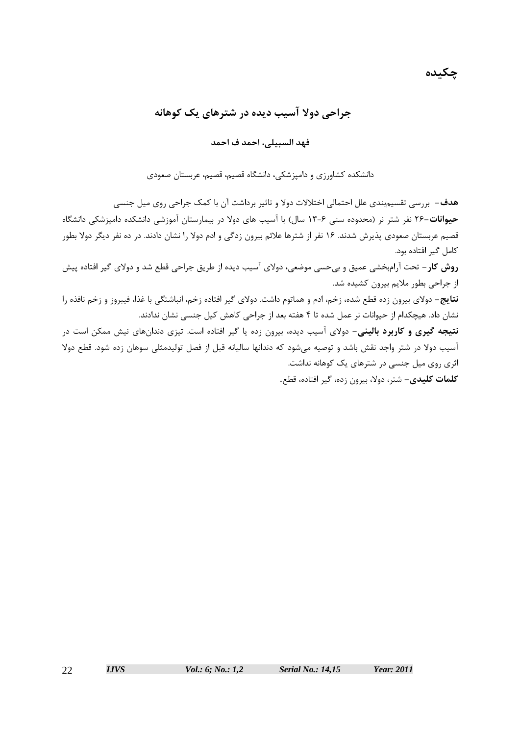# چکیده

## جراحی دولا آسیب دیده در شترهای یک کوهانه

**فهد السبیلی، احمد ف احمد**

دانشکده کشاورزی و دامپزشکی، دانشگاه قصیم، قصیم، عربستان صعودی

**هدف**- بررسی تقسیم‌بندی علل احتمالی اختلالات دولا و تاثیر برداشت آن با کمک جراحی روی میل جنسی

**حیوانات**-۲۶ نفر شتر نر (محدوده سنی ۶-۱۳ سال) با آسیب های دولا در بیمارستان آموزشی دانشکده دامپزشکی دانشگاه قصیم عربستان صعودی پذیرش شدند. ۱۶ نفر از شترها علائم بیرون زدگی و ادم دولا را نشان دادند. در ده نفر دیگر دولا بطور کامل گیر افتاده بود.

**روش کار**- تحت آرام‌بخشی عمیق و بی‌حسی موضعی، دولای آسیب دیده از طریق جراحی قطع شد و دولای گیر افتاده پیش از جراحی بطور ملایم بیرون کشیده شد.

**نتایج**- دولای بیرون زده قطع شده، زخم، ادم و هماتوم داشت. دولای گیر افتاده زخم، انباشتگی با غذا، فیبروز و زخم نافذه را نشان داد. هیچکدام از حیوانات نر عمل شده تا ۴ هفته بعد از جراحی کاهش کیل جنسی نشان ندادند.

**نتیجه گیری و کاربرد بالینی**- دولای آسیب دیده، بیرون زده یا گیر افتاده است. تیزی دندان‌های نیش ممکن است در آسیب دولا در شتر واجد نقش باشد و توصیه می‌شود که دندانها سالیانه قبل از فصل تولیدمثلی سوهان زده شود. قطع دولا اثری روی میل جنسی در شترهای یک کوهانه نداشت.

**کلمات کلیدی**- شتر، دولا، بیرون زده، گیر افتاده، قطع.